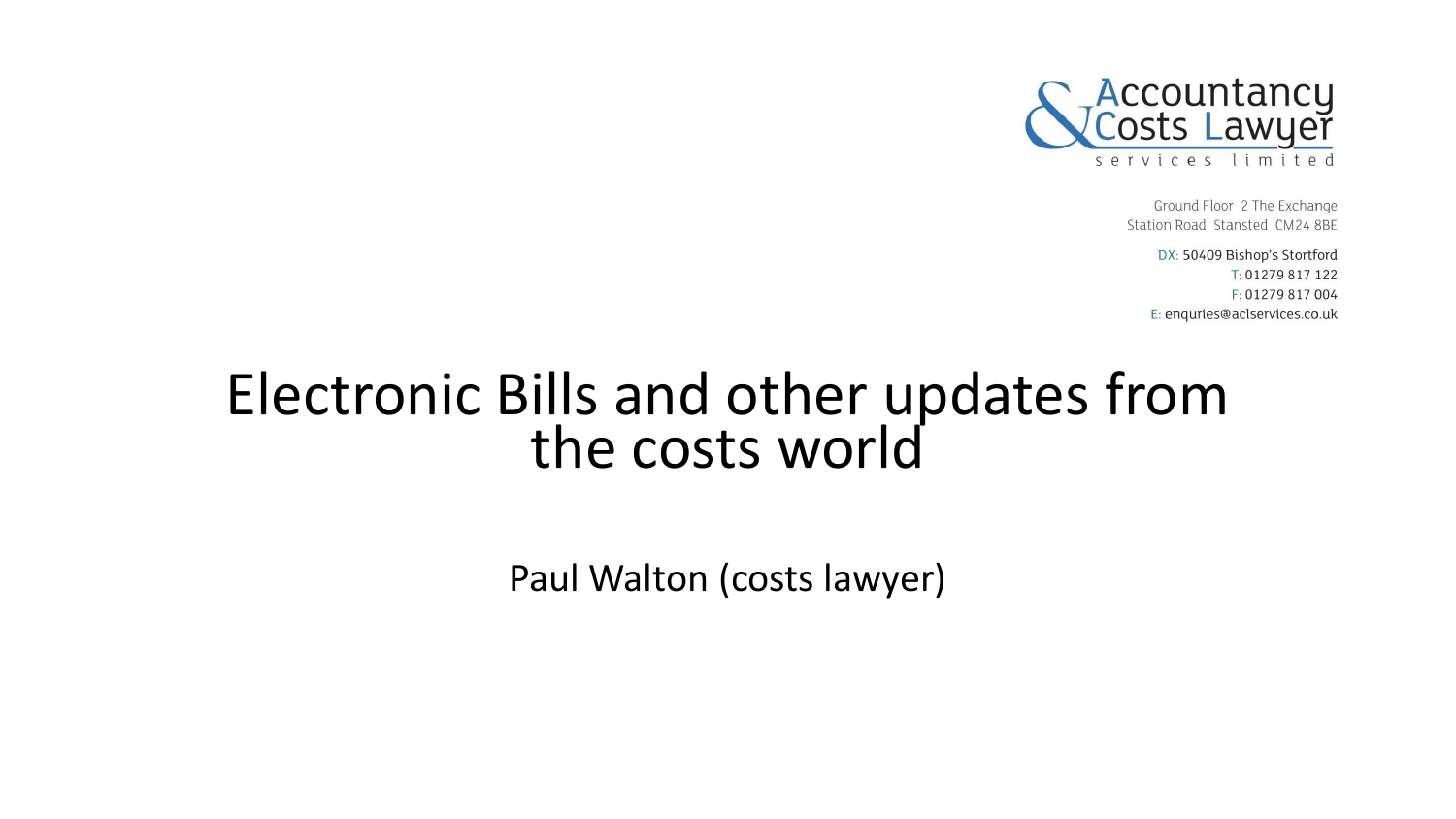Accountancy & Costs Lawyer services limited

Ground Floor 2 The Exchange
Station Road Stansted CM24 8BE

DX: 50409 Bishop's Stortford
T: 01279 817 122
F: 01279 817 004
E: enquries@aclservices.co.uk

# Electronic Bills and other updates from the costs world

Paul Walton (costs lawyer)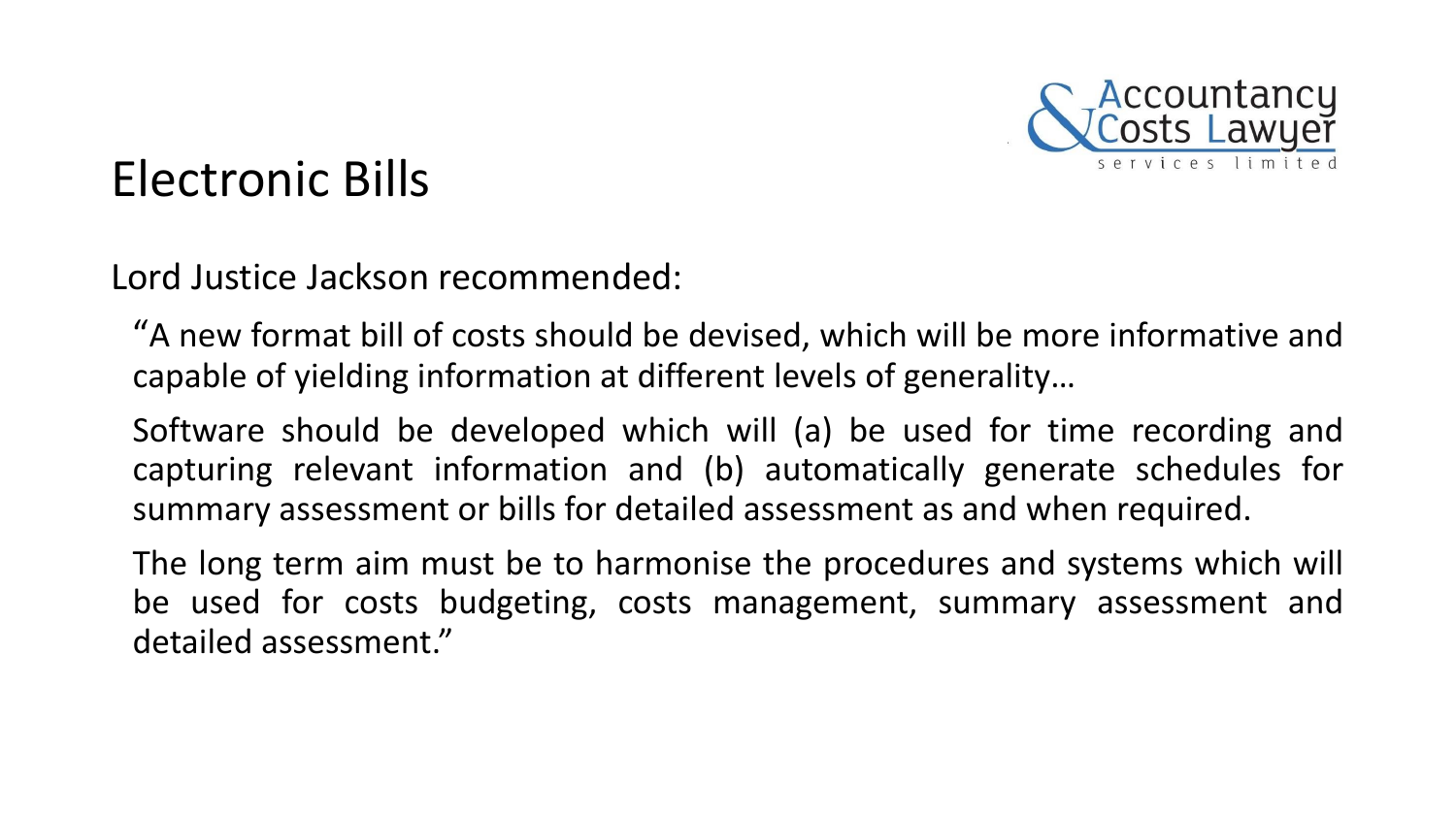# Electronic Bills

Lord Justice Jackson recommended:

"A new format bill of costs should be devised, which will be more informative and capable of yielding information at different levels of generality…

Software should be developed which will (a) be used for time recording and capturing relevant information and (b) automatically generate schedules for summary assessment or bills for detailed assessment as and when required.

The long term aim must be to harmonise the procedures and systems which will be used for costs budgeting, costs management, summary assessment and detailed assessment."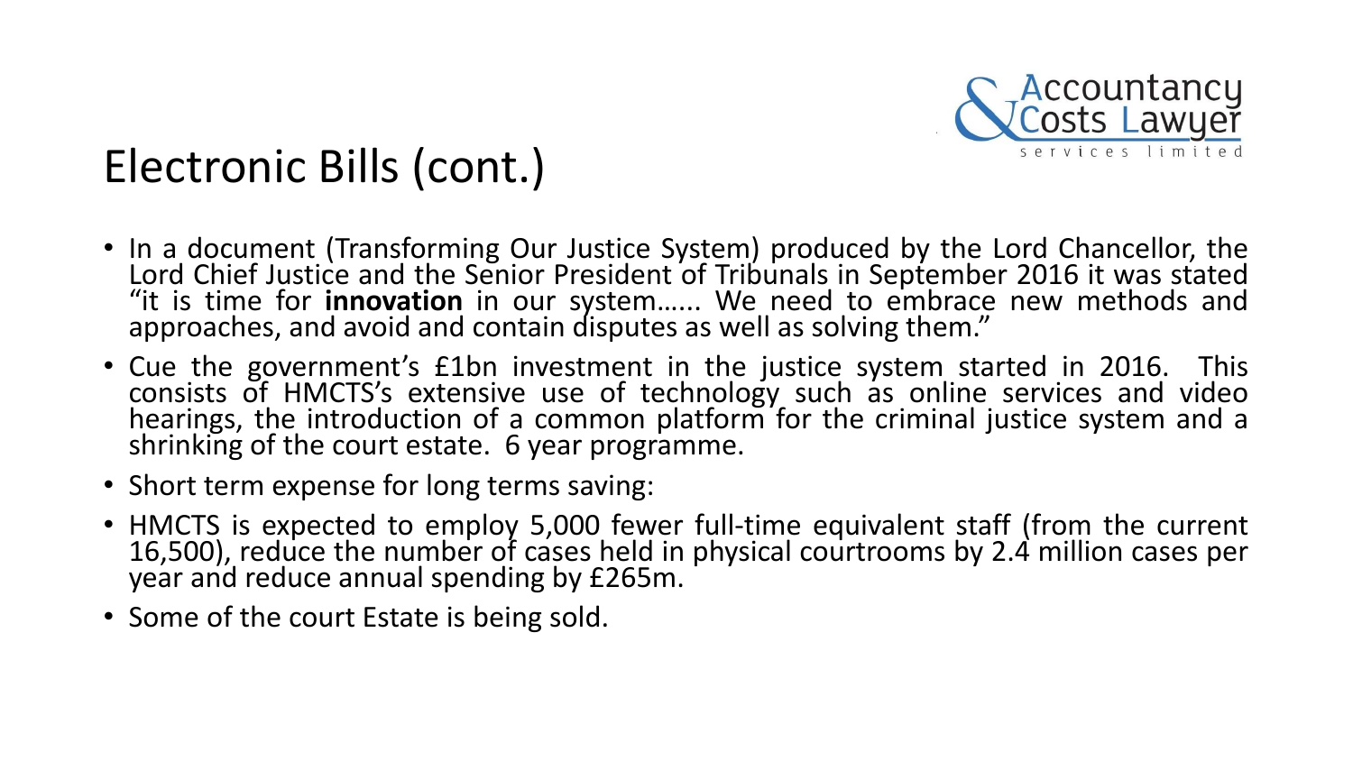# Electronic Bills (cont.)

- In a document (Transforming Our Justice System) produced by the Lord Chancellor, the Lord Chief Justice and the Senior President of Tribunals in September 2016 it was stated "it is time for **innovation** in our system…… We need to embrace new methods and approaches, and avoid and contain disputes as well as solving them."
- Cue the government's £1bn investment in the justice system started in 2016. This consists of HMCTS's extensive use of technology such as online services and video hearings, the introduction of a common platform for the criminal justice system and a shrinking of the court estate. 6 year programme.
- Short term expense for long terms saving:
- HMCTS is expected to employ 5,000 fewer full-time equivalent staff (from the current 16,500), reduce the number of cases held in physical courtrooms by 2.4 million cases per year and reduce annual spending by £265m.
- Some of the court Estate is being sold.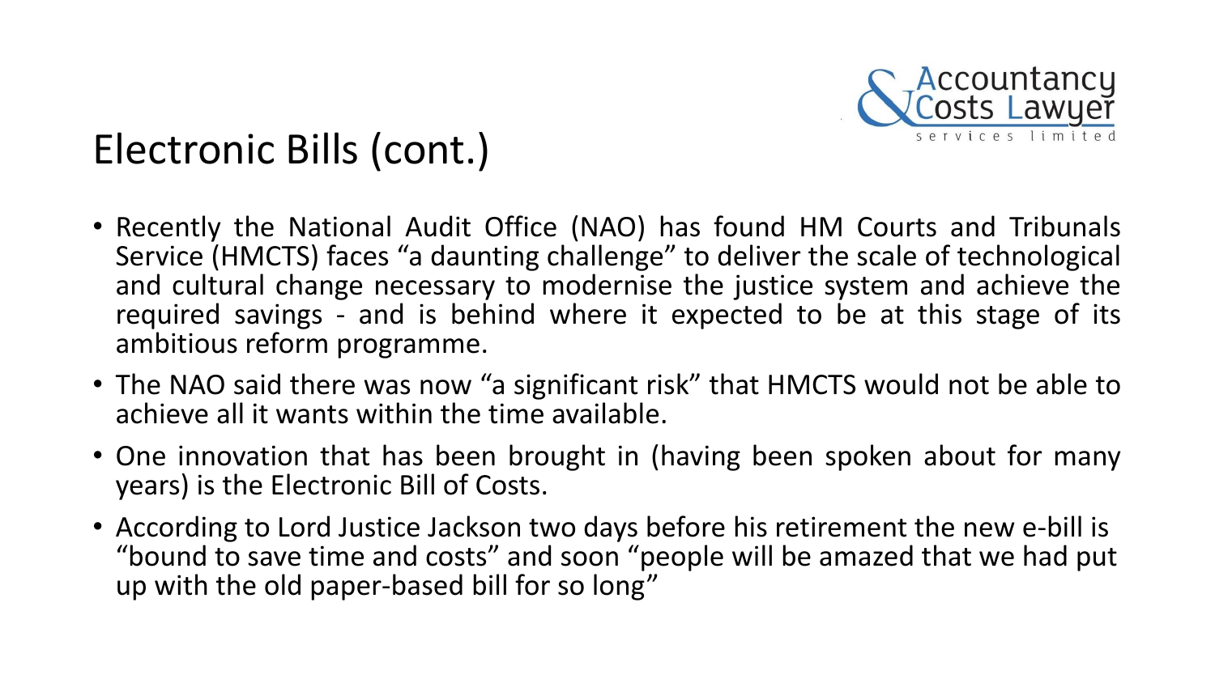# Electronic Bills (cont.)

- Recently the National Audit Office (NAO) has found HM Courts and Tribunals Service (HMCTS) faces “a daunting challenge” to deliver the scale of technological and cultural change necessary to modernise the justice system and achieve the required savings - and is behind where it expected to be at this stage of its ambitious reform programme.
- The NAO said there was now “a significant risk” that HMCTS would not be able to achieve all it wants within the time available.
- One innovation that has been brought in (having been spoken about for many years) is the Electronic Bill of Costs.
- According to Lord Justice Jackson two days before his retirement the new e-bill is “bound to save time and costs” and soon “people will be amazed that we had put up with the old paper-based bill for so long”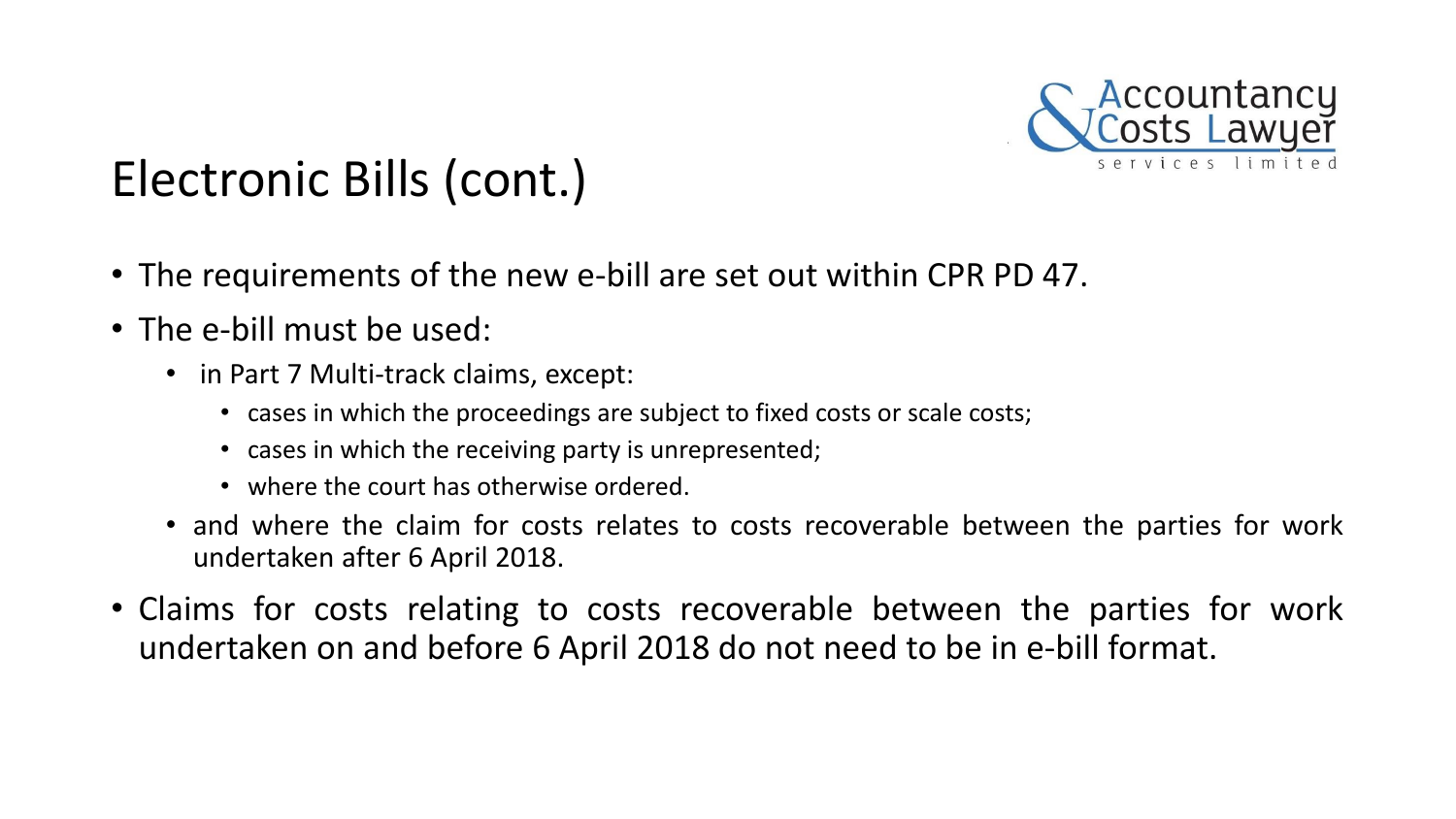# Electronic Bills (cont.)

- The requirements of the new e-bill are set out within CPR PD 47.
- The e-bill must be used:
  - in Part 7 Multi-track claims, except:
    - cases in which the proceedings are subject to fixed costs or scale costs;
    - cases in which the receiving party is unrepresented;
    - where the court has otherwise ordered.
  - and where the claim for costs relates to costs recoverable between the parties for work undertaken after 6 April 2018.
- Claims for costs relating to costs recoverable between the parties for work undertaken on and before 6 April 2018 do not need to be in e-bill format.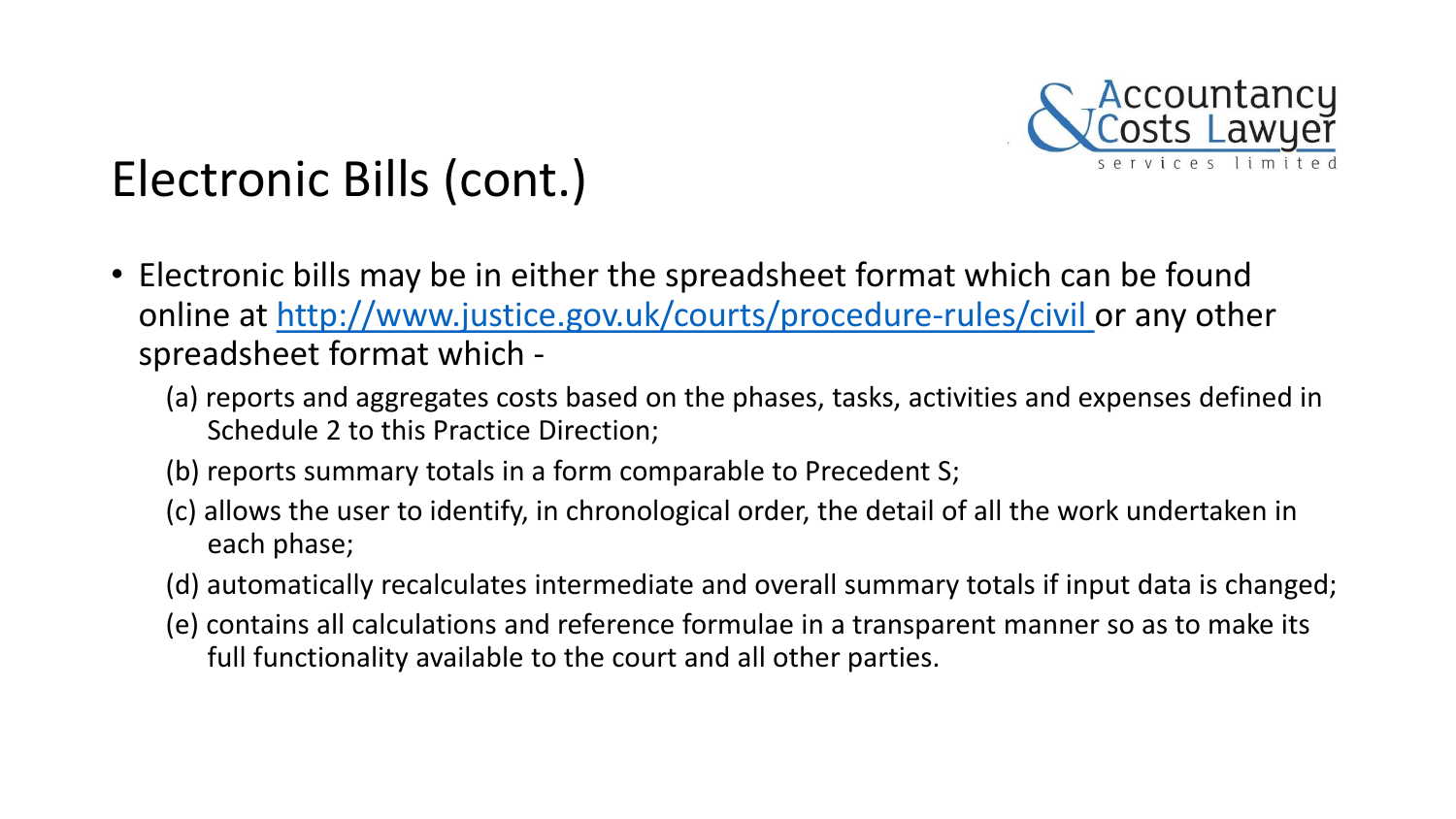# Electronic Bills (cont.)

- Electronic bills may be in either the spreadsheet format which can be found online at [http://www.justice.gov.uk/courts/procedure-rules/civil](http://www.justice.gov.uk/courts/procedure-rules/civil) or any other spreadsheet format which -
  - (a) reports and aggregates costs based on the phases, tasks, activities and expenses defined in Schedule 2 to this Practice Direction;
  - (b) reports summary totals in a form comparable to Precedent S;
  - (c) allows the user to identify, in chronological order, the detail of all the work undertaken in each phase;
  - (d) automatically recalculates intermediate and overall summary totals if input data is changed;
  - (e) contains all calculations and reference formulae in a transparent manner so as to make its full functionality available to the court and all other parties.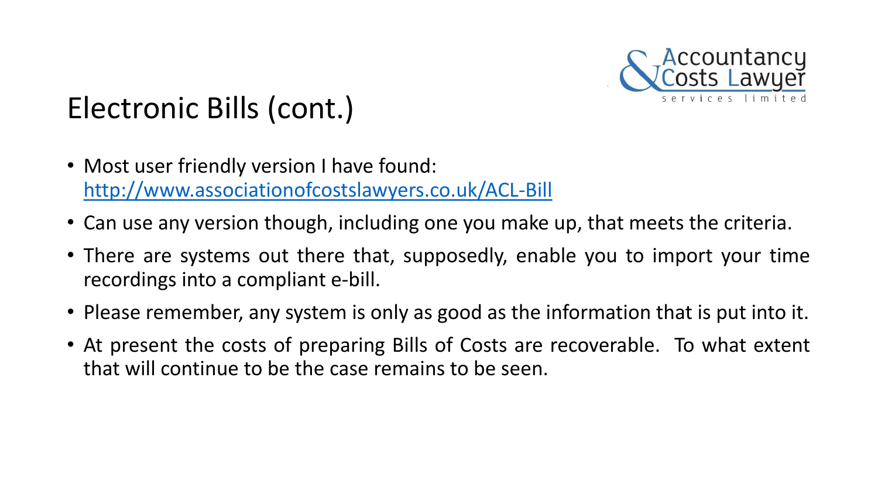# Electronic Bills (cont.)

- Most user friendly version I have found: [http://www.associationofcostslawyers.co.uk/ACL-Bill](http://www.associationofcostslawyers.co.uk/ACL-Bill)
- Can use any version though, including one you make up, that meets the criteria.
- There are systems out there that, supposedly, enable you to import your time recordings into a compliant e-bill.
- Please remember, any system is only as good as the information that is put into it.
- At present the costs of preparing Bills of Costs are recoverable. To what extent that will continue to be the case remains to be seen.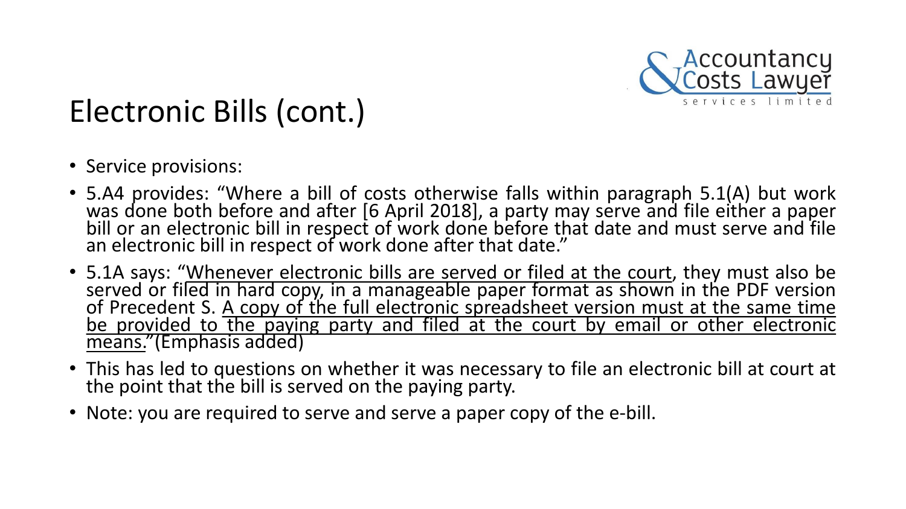# Electronic Bills (cont.)

- Service provisions:
- 5.A4 provides: "Where a bill of costs otherwise falls within paragraph 5.1(A) but work was done both before and after [6 April 2018], a party may serve and file either a paper bill or an electronic bill in respect of work done before that date and must serve and file an electronic bill in respect of work done after that date."
- 5.1A says: "<u>Whenever electronic bills are served or filed at the court</u>, they must also be served or filed in hard copy, in a manageable paper format as shown in the PDF version of Precedent S. <u>A copy of the full electronic spreadsheet version must at the same time be provided to the paying party and filed at the court by email or other electronic means.</u>"(Emphasis added)
- This has led to questions on whether it was necessary to file an electronic bill at court at the point that the bill is served on the paying party.
- Note: you are required to serve and serve a paper copy of the e-bill.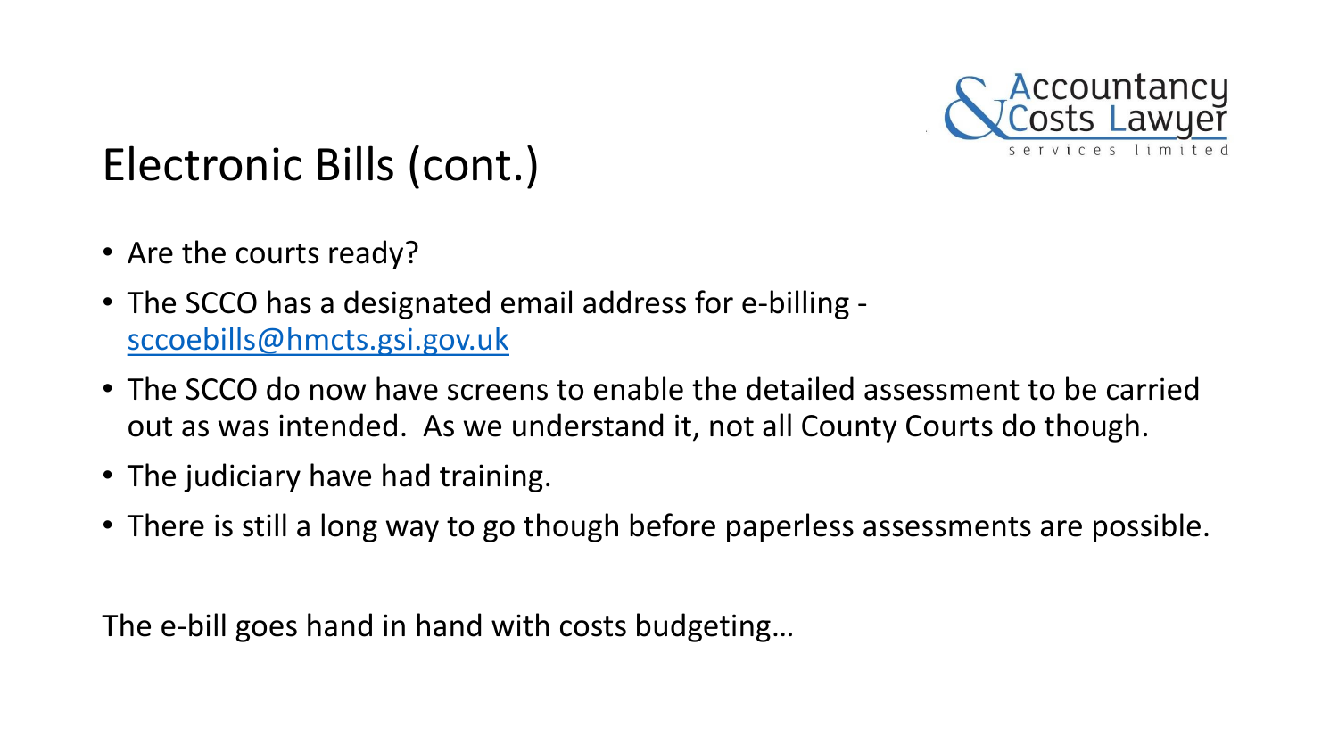# Electronic Bills (cont.)

- Are the courts ready?
- The SCCO has a designated email address for e-billing - sccoebills@hmcts.gsi.gov.uk
- The SCCO do now have screens to enable the detailed assessment to be carried out as was intended. As we understand it, not all County Courts do though.
- The judiciary have had training.
- There is still a long way to go though before paperless assessments are possible.

The e-bill goes hand in hand with costs budgeting…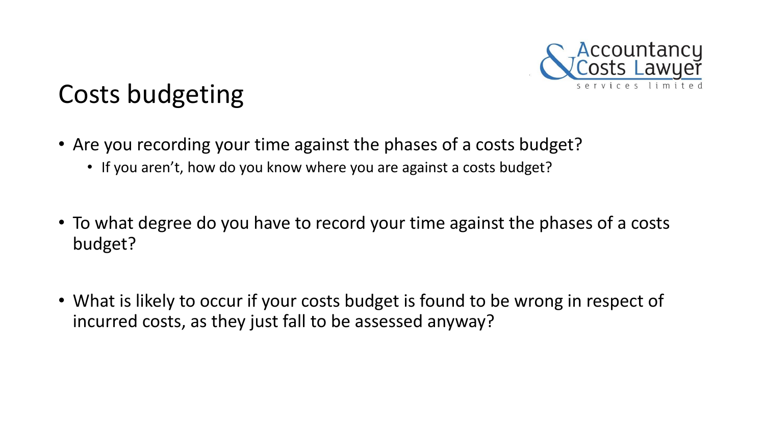# Costs budgeting

- Are you recording your time against the phases of a costs budget?
  - If you aren't, how do you know where you are against a costs budget?

- To what degree do you have to record your time against the phases of a costs budget?

- What is likely to occur if your costs budget is found to be wrong in respect of incurred costs, as they just fall to be assessed anyway?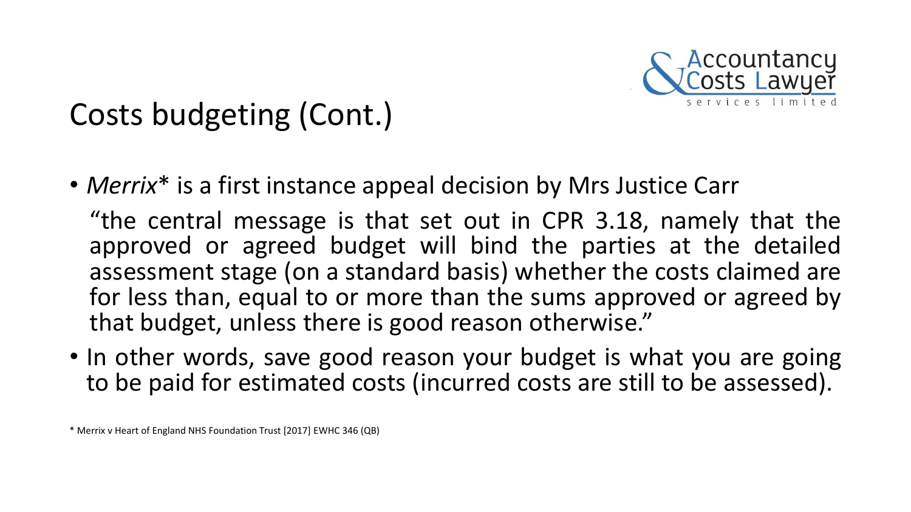# Costs budgeting (Cont.)

- *Merrix** is a first instance appeal decision by Mrs Justice Carr

  "the central message is that set out in CPR 3.18, namely that the approved or agreed budget will bind the parties at the detailed assessment stage (on a standard basis) whether the costs claimed are for less than, equal to or more than the sums approved or agreed by that budget, unless there is good reason otherwise."

- In other words, save good reason your budget is what you are going to be paid for estimated costs (incurred costs are still to be assessed).

\* Merrix v Heart of England NHS Foundation Trust [2017] EWHC 346 (QB)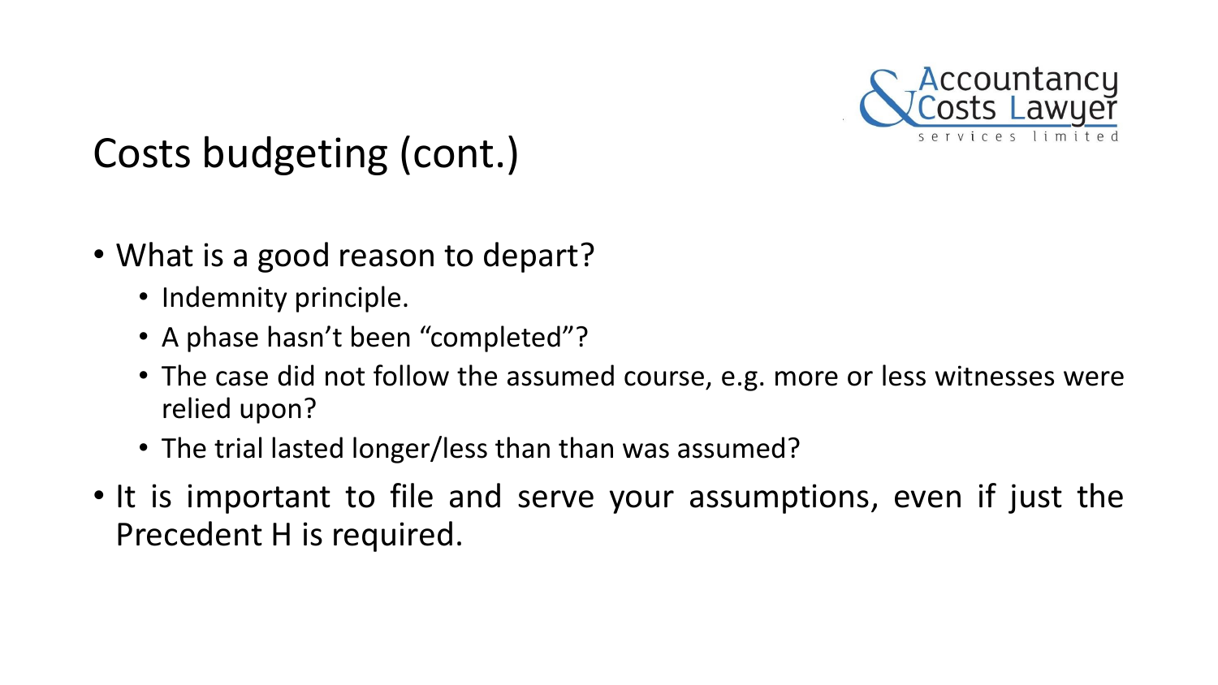# Costs budgeting (cont.)

- What is a good reason to depart?
  - Indemnity principle.
  - A phase hasn't been "completed"?
  - The case did not follow the assumed course, e.g. more or less witnesses were relied upon?
  - The trial lasted longer/less than than was assumed?
- It is important to file and serve your assumptions, even if just the Precedent H is required.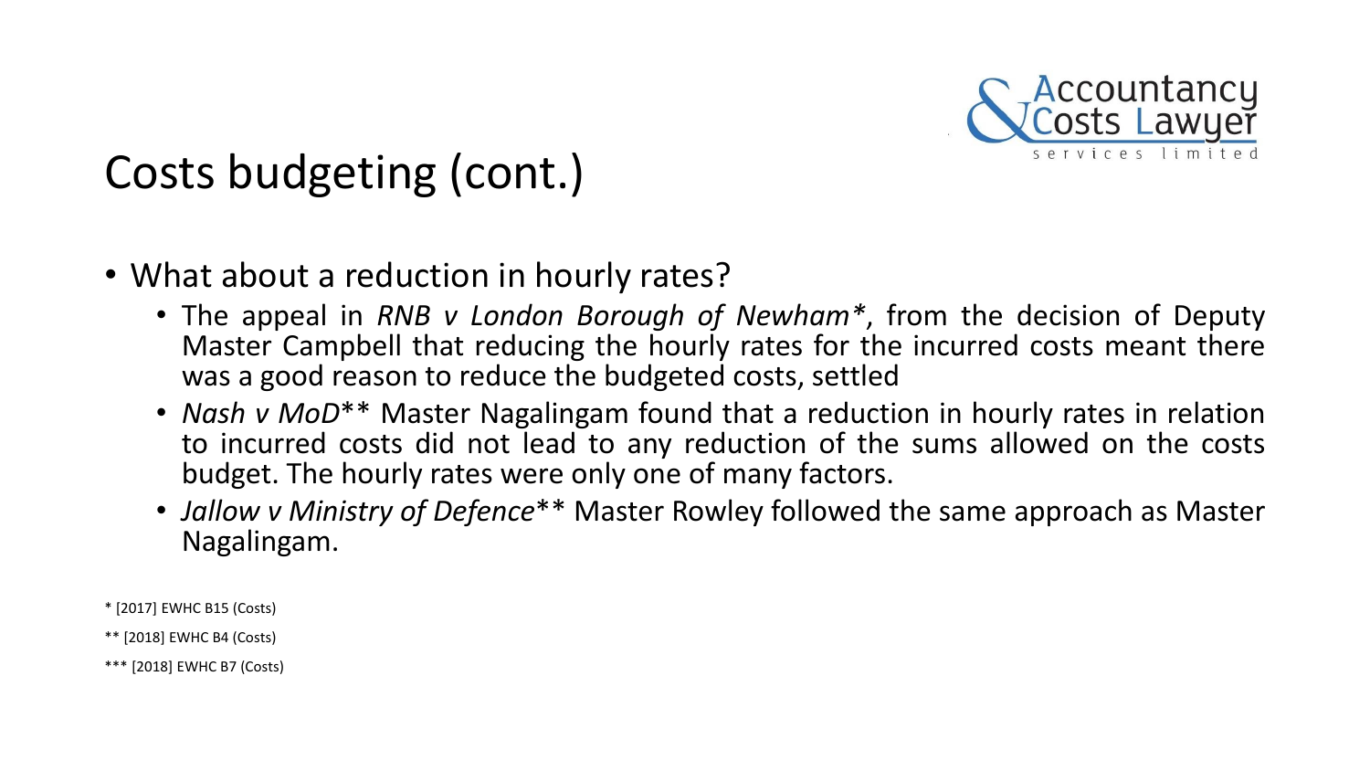# Costs budgeting (cont.)

- What about a reduction in hourly rates?
  - The appeal in *RNB v London Borough of Newham*\*, from the decision of Deputy Master Campbell that reducing the hourly rates for the incurred costs meant there was a good reason to reduce the budgeted costs, settled
  - *Nash v MoD*\*\* Master Nagalingam found that a reduction in hourly rates in relation to incurred costs did not lead to any reduction of the sums allowed on the costs budget. The hourly rates were only one of many factors.
  - *Jallow v Ministry of Defence*\*\* Master Rowley followed the same approach as Master Nagalingam.

\* [2017] EWHC B15 (Costs)

\*\* [2018] EWHC B4 (Costs)

\*\*\* [2018] EWHC B7 (Costs)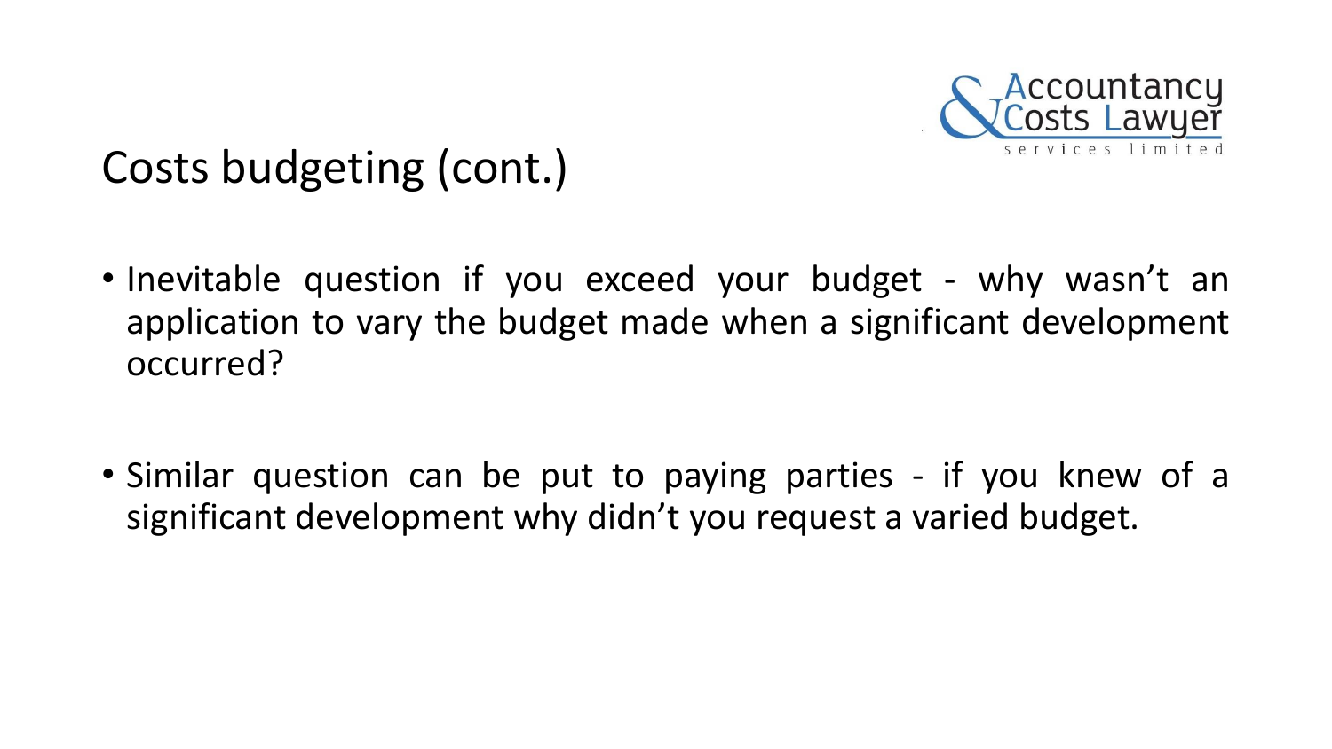# Costs budgeting (cont.)

- Inevitable question if you exceed your budget - why wasn’t an application to vary the budget made when a significant development occurred?

- Similar question can be put to paying parties - if you knew of a significant development why didn’t you request a varied budget.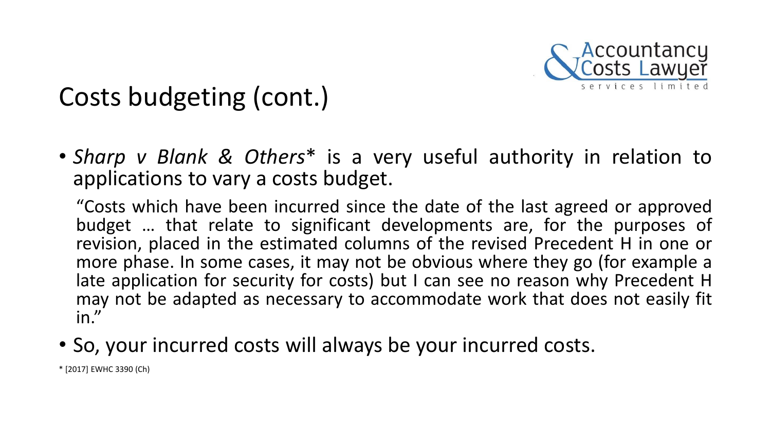# Costs budgeting (cont.)

- *Sharp v Blank & Others** is a very useful authority in relation to applications to vary a costs budget.

  "Costs which have been incurred since the date of the last agreed or approved budget … that relate to significant developments are, for the purposes of revision, placed in the estimated columns of the revised Precedent H in one or more phase. In some cases, it may not be obvious where they go (for example a late application for security for costs) but I can see no reason why Precedent H may not be adapted as necessary to accommodate work that does not easily fit in."

- So, your incurred costs will always be your incurred costs.

* [2017] EWHC 3390 (Ch)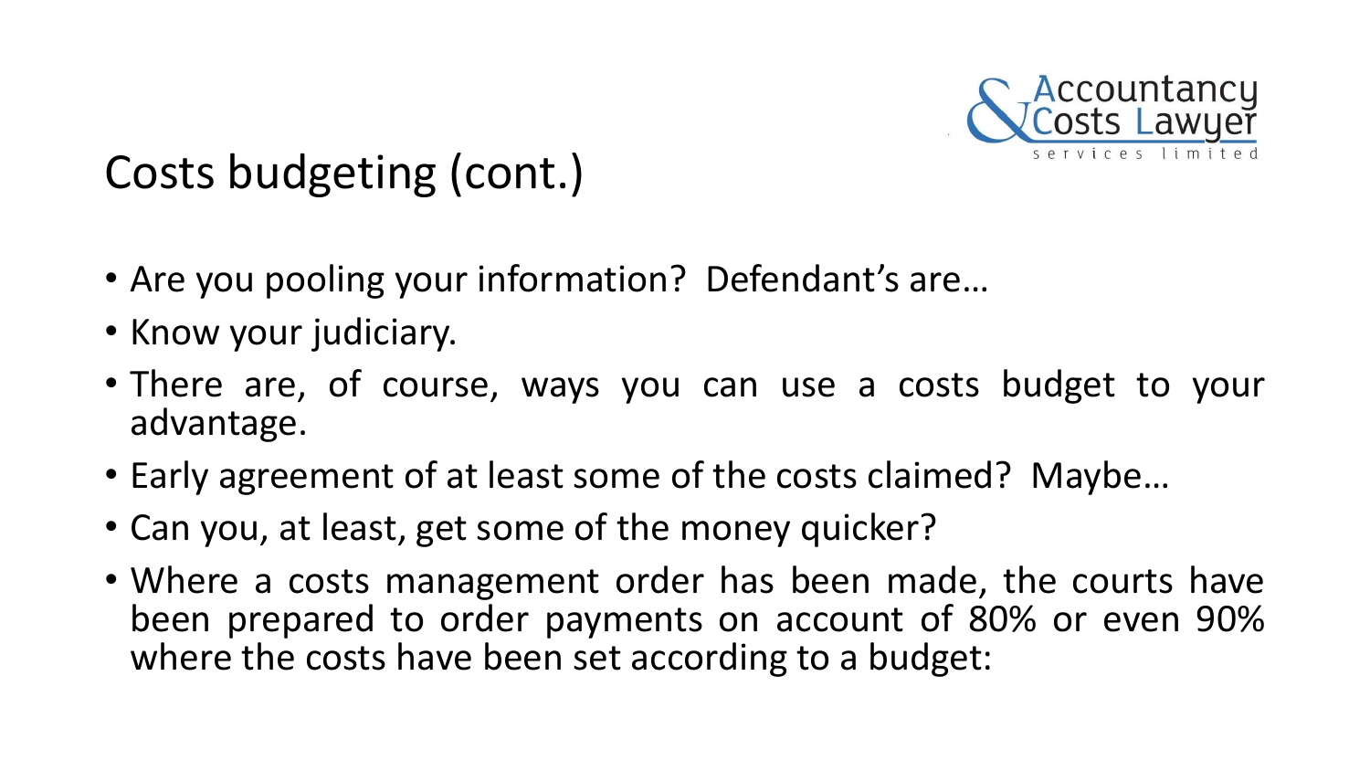# Costs budgeting (cont.)

- Are you pooling your information? Defendant's are…
- Know your judiciary.
- There are, of course, ways you can use a costs budget to your advantage.
- Early agreement of at least some of the costs claimed? Maybe…
- Can you, at least, get some of the money quicker?
- Where a costs management order has been made, the courts have been prepared to order payments on account of 80% or even 90% where the costs have been set according to a budget: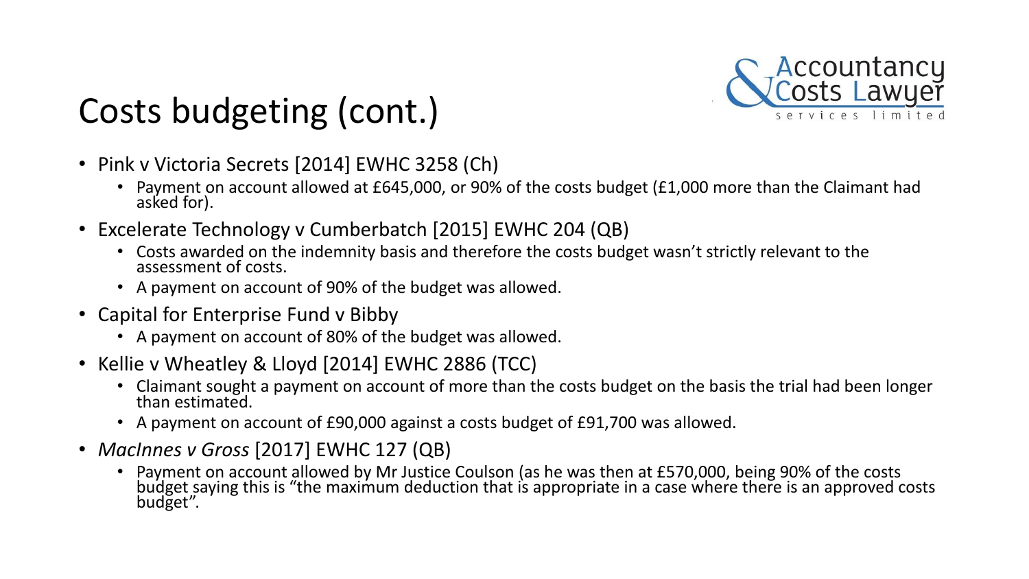# Costs budgeting (cont.)

- Pink v Victoria Secrets [2014] EWHC 3258 (Ch)
  - Payment on account allowed at £645,000, or 90% of the costs budget (£1,000 more than the Claimant had asked for).
- Excelerate Technology v Cumberbatch [2015] EWHC 204 (QB)
  - Costs awarded on the indemnity basis and therefore the costs budget wasn't strictly relevant to the assessment of costs.
  - A payment on account of 90% of the budget was allowed.
- Capital for Enterprise Fund v Bibby
  - A payment on account of 80% of the budget was allowed.
- Kellie v Wheatley & Lloyd [2014] EWHC 2886 (TCC)
  - Claimant sought a payment on account of more than the costs budget on the basis the trial had been longer than estimated.
  - A payment on account of £90,000 against a costs budget of £91,700 was allowed.
- *MacInnes v Gross* [2017] EWHC 127 (QB)
  - Payment on account allowed by Mr Justice Coulson (as he was then at £570,000, being 90% of the costs budget saying this is "the maximum deduction that is appropriate in a case where there is an approved costs budget".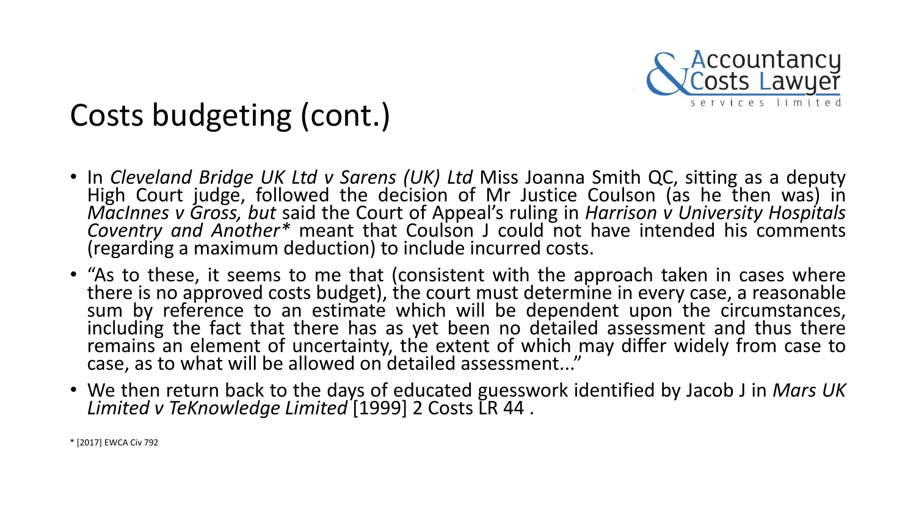# Costs budgeting (cont.)

- In *Cleveland Bridge UK Ltd v Sarens (UK) Ltd* Miss Joanna Smith QC, sitting as a deputy High Court judge, followed the decision of Mr Justice Coulson (as he then was) in *MacInnes v Gross, but* said the Court of Appeal's ruling in *Harrison v University Hospitals Coventry and Another** meant that Coulson J could not have intended his comments (regarding a maximum deduction) to include incurred costs.
- "As to these, it seems to me that (consistent with the approach taken in cases where there is no approved costs budget), the court must determine in every case, a reasonable sum by reference to an estimate which will be dependent upon the circumstances, including the fact that there has as yet been no detailed assessment and thus there remains an element of uncertainty, the extent of which may differ widely from case to case, as to what will be allowed on detailed assessment..."
- We then return back to the days of educated guesswork identified by Jacob J in *Mars UK Limited v TeKnowledge Limited* [1999] 2 Costs LR 44 .

* [2017] EWCA Civ 792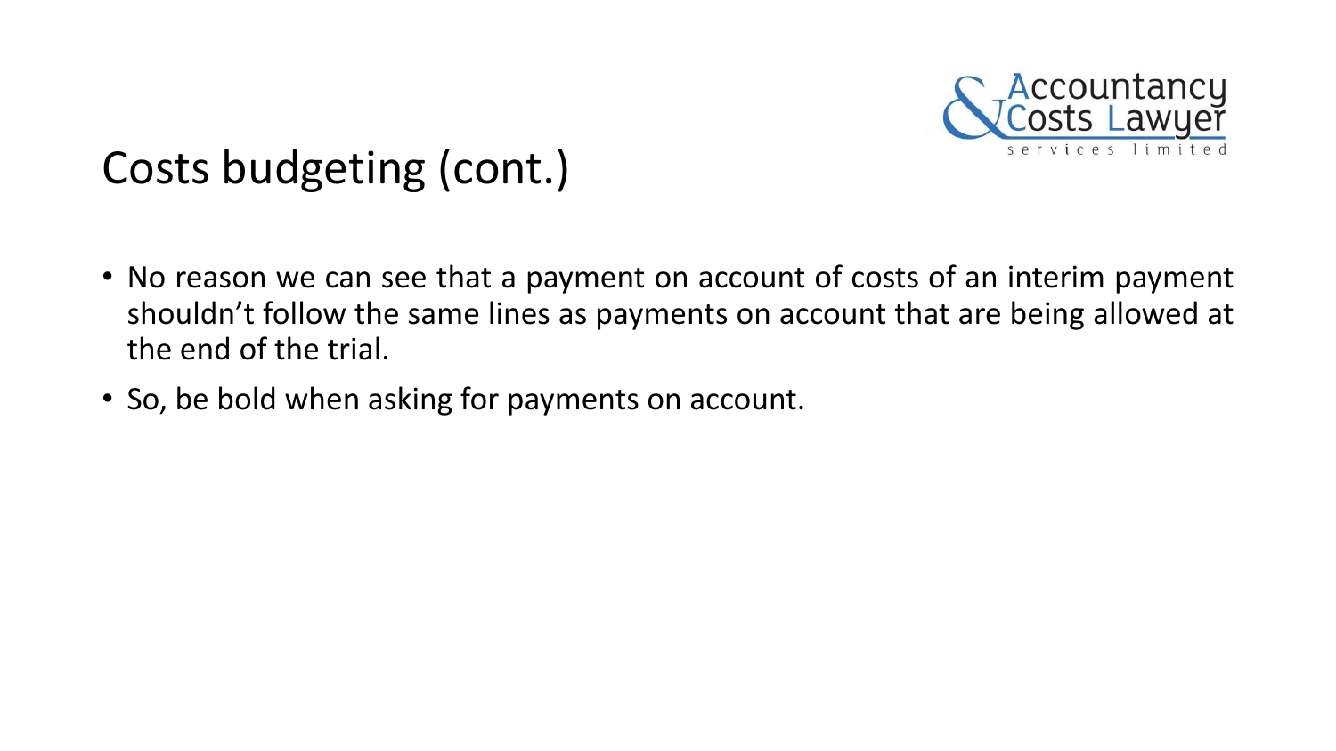## Costs budgeting (cont.)

- No reason we can see that a payment on account of costs of an interim payment shouldn't follow the same lines as payments on account that are being allowed at the end of the trial.
- So, be bold when asking for payments on account.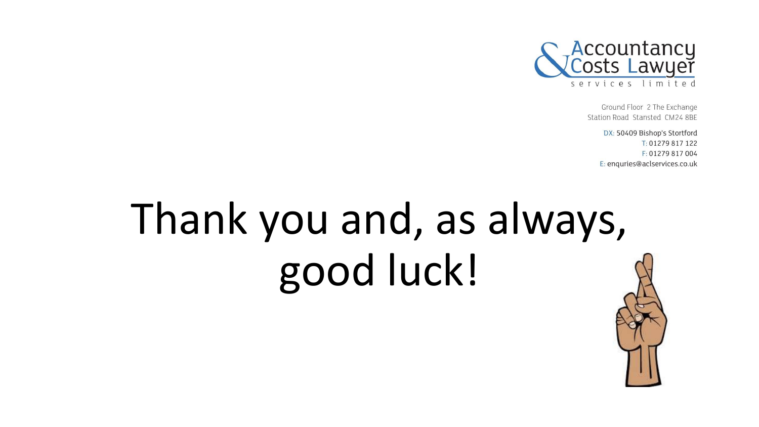Accountancy & Costs Lawyer services limited

Ground Floor 2 The Exchange
Station Road Stansted CM24 8BE

DX: 50409 Bishop's Stortford
T: 01279 817 122
F: 01279 817 004
E: enquries@aclservices.co.uk

# Thank you and, as always, good luck!